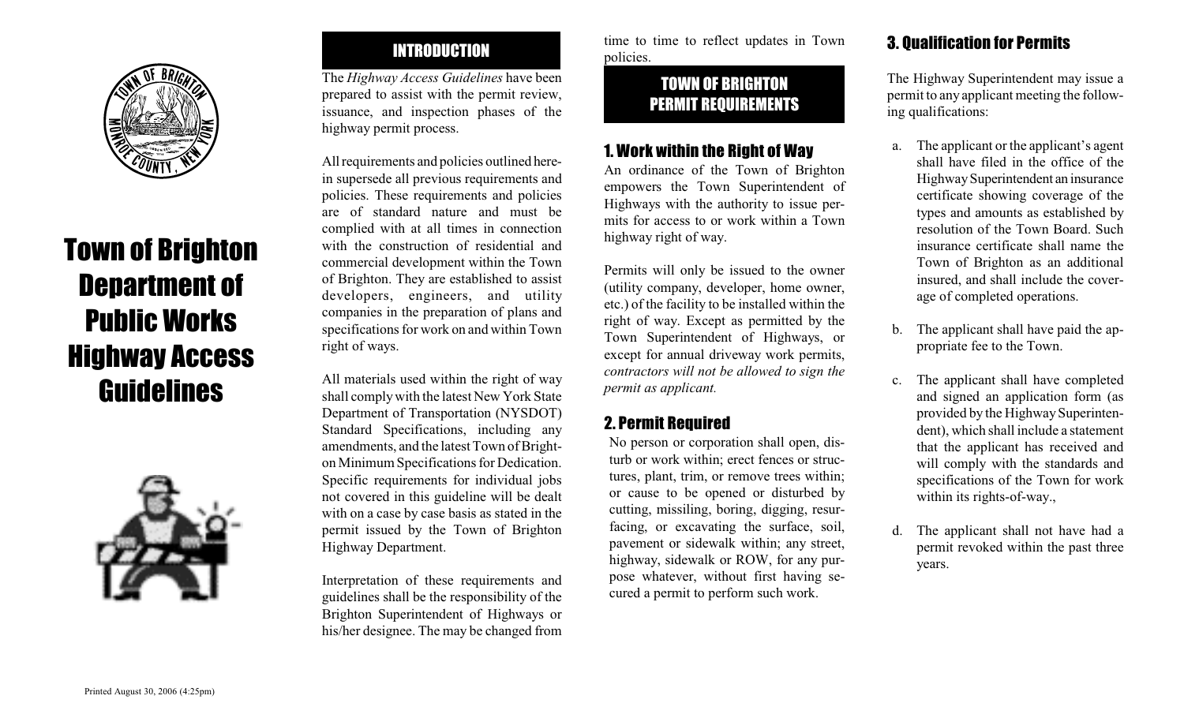# Town of Brighton Department of Public Works Highway Access Guidelines

## INTRODUCTION

The *Highway Access Guidelines* have been prepared to assist with the permit review, issuance, and inspection phases of the highway permit process.

All requirements and policies outlined herein supersede all previous requirements and policies. These requirements and policies are of standard nature and must be complied with at all times in connection with the construction of residential and commercial development within the Town of Brighton. They are established to assist developers, engineers, and utility companies in the preparation of plans and specifications for work on and within Town right of ways.

All materials used within the right of way shall comply with the latest New York State Department of Transportation (NYSDOT) Standard Specifications, including any amendments, and the latest Town of Brighton Minimum Specifications for Dedication. Specific requirements for individual jobs not covered in this guideline will be dealt with on a case by case basis as stated in the permit issued by the Town of Brighton Highway Department.

Interpretation of these requirements and guidelines shall be the responsibility of the Brighton Superintendent of Highways or his/her designee. The may be changed from time to time to reflect updates in Town policies.

## TOWN OF BRIGHTON PERMIT REQUIREMENTS

### 1. Work within the Right of Way

An ordinance of the Town of Brighton empowers the Town Superintendent of Highways with the authority to issue permits for access to or work within a Town highway right of way.

Permits will only be issued to the owner (utility company, developer, home owner, etc.) of the facility to be installed within the right of way. Except as permitted by the Town Superintendent of Highways, or except for annual driveway work permits, *contractors will not be allowed to sign the permit as applicant.*

### 2. Permit Required

No person or corporation shall open, disturb or work within; erect fences or structures, plant, trim, or remove trees within; or cause to be opened or disturbed by cutting, missiling, boring, digging, resurfacing, or excavating the surface, soil, pavement or sidewalk within; any street, highway, sidewalk or ROW, for any purpose whatever, without first having secured a permit to perform such work.

### 3. Qualification for Permits

The Highway Superintendent may issue a permit to any applicant meeting the following qualifications:

a. The applicant or the applicant's agent shall have filed in the office of the Highway Superintendent an insurance certificate showing coverage of the types and amounts as established by resolution of the Town Board. Such insurance certificate shall name the Town of Brighton as an additional insured, and shall include the coverage of completed operations.

b. The applicant shall have paid the appropriate fee to the Town.

c. The applicant shall have completed and signed an application form (as provided by the Highway Superintendent), which shall include a statement that the applicant has received and will comply with the standards and specifications of the Town for work within its rights-of-way.,

d. The applicant shall not have had a permit revoked within the past three years.

Printed August 30, 2006 (4:25pm)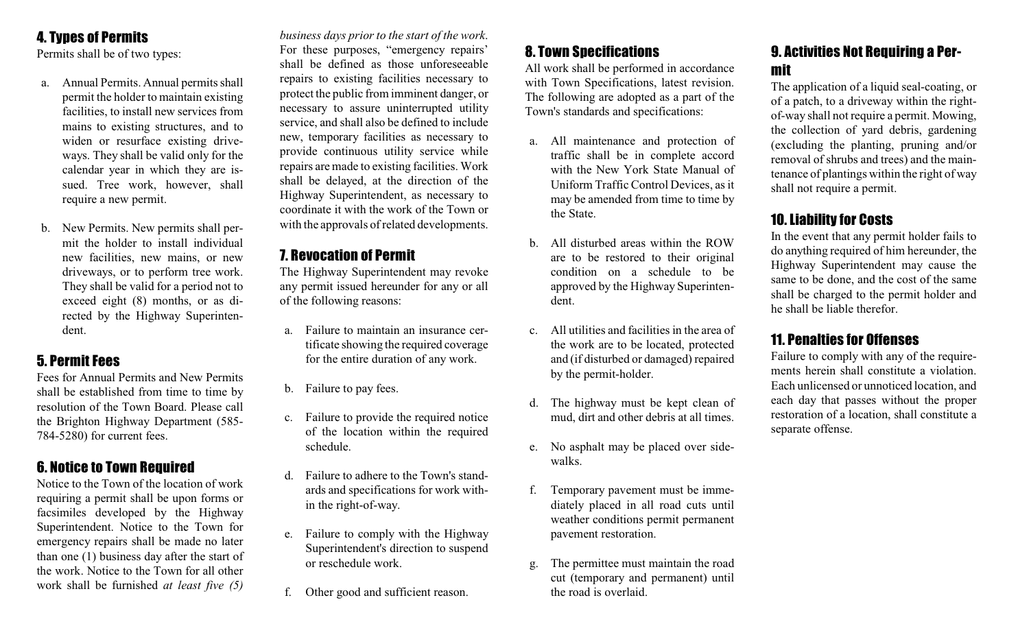## 4. Types of Permits

Permits shall be of two types:

a. Annual Permits. Annual permits shall permit the holder to maintain existing facilities, to install new services from mains to existing structures, and to widen or resurface existing driveways. They shall be valid only for the calendar year in which they are issued. Tree work, however, shall require a new permit.

b. New Permits. New permits shall permit the holder to install individual new facilities, new mains, or new driveways, or to perform tree work. They shall be valid for a period not to exceed eight (8) months, or as directed by the Highway Superintendent.

## 5. Permit Fees

Fees for Annual Permits and New Permits shall be established from time to time by resolution of the Town Board. Please call the Brighton Highway Department (585-784-5280) for current fees.

## 6. Notice to Town Required

Notice to the Town of the location of work requiring a permit shall be upon forms or facsimiles developed by the Highway Superintendent. Notice to the Town for emergency repairs shall be made no later than one (1) business day after the start of the work. Notice to the Town for all other work shall be furnished *at least five (5) business days prior to the start of the work*. For these purposes, "emergency repairs' shall be defined as those unforeseeable repairs to existing facilities necessary to protect the public from imminent danger, or necessary to assure uninterrupted utility service, and shall also be defined to include new, temporary facilities as necessary to provide continuous utility service while repairs are made to existing facilities. Work shall be delayed, at the direction of the Highway Superintendent, as necessary to coordinate it with the work of the Town or with the approvals of related developments.

## 7. Revocation of Permit

The Highway Superintendent may revoke any permit issued hereunder for any or all of the following reasons:

a. Failure to maintain an insurance certificate showing the required coverage for the entire duration of any work.

b. Failure to pay fees.

c. Failure to provide the required notice of the location within the required schedule.

d. Failure to adhere to the Town's standards and specifications for work within the right-of-way.

e. Failure to comply with the Highway Superintendent's direction to suspend or reschedule work.

f. Other good and sufficient reason.

## 8. Town Specifications

All work shall be performed in accordance with Town Specifications, latest revision. The following are adopted as a part of the Town's standards and specifications:

a. All maintenance and protection of traffic shall be in complete accord with the New York State Manual of Uniform Traffic Control Devices, as it may be amended from time to time by the State.

b. All disturbed areas within the ROW are to be restored to their original condition on a schedule to be approved by the Highway Superintendent.

c. All utilities and facilities in the area of the work are to be located, protected and (if disturbed or damaged) repaired by the permit-holder.

d. The highway must be kept clean of mud, dirt and other debris at all times.

e. No asphalt may be placed over sidewalks.

f. Temporary pavement must be immediately placed in all road cuts until weather conditions permit permanent pavement restoration.

g. The permittee must maintain the road cut (temporary and permanent) until the road is overlaid.

## 9. Activities Not Requiring a Permit

The application of a liquid seal-coating, or of a patch, to a driveway within the right-of-way shall not require a permit. Mowing, the collection of yard debris, gardening (excluding the planting, pruning and/or removal of shrubs and trees) and the maintenance of plantings within the right of way shall not require a permit.

## 10. Liability for Costs

In the event that any permit holder fails to do anything required of him hereunder, the Highway Superintendent may cause the same to be done, and the cost of the same shall be charged to the permit holder and he shall be liable therefor.

## 11. Penalties for Offenses

Failure to comply with any of the requirements herein shall constitute a violation. Each unlicensed or unnoticed location, and each day that passes without the proper restoration of a location, shall constitute a separate offense.